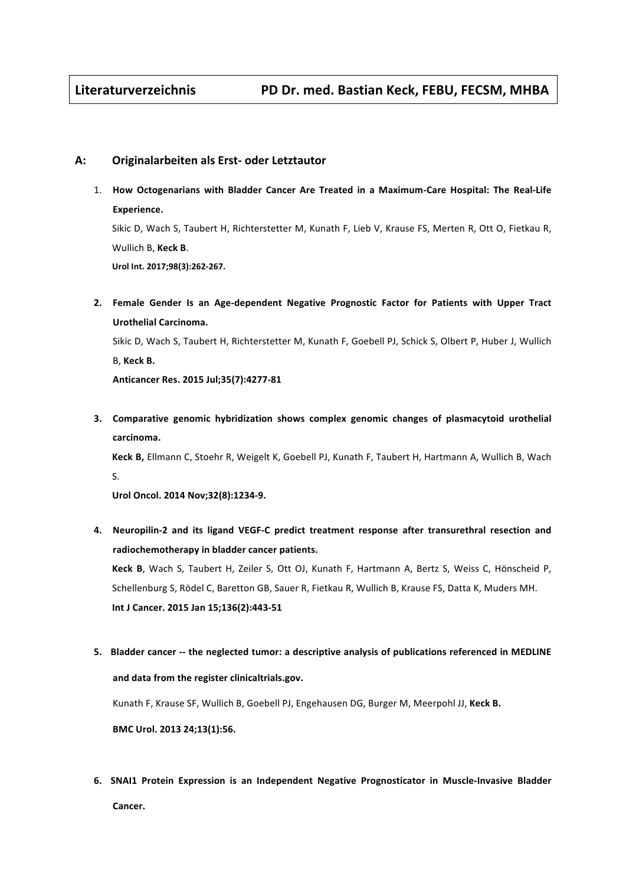# Literaturverzeichnis PD Dr. med. Bastian Keck, FEBU, FECSM, MHBA

## A: Originalarbeiten als Erst- oder Letztautor

1. **How Octogenarians with Bladder Cancer Are Treated in a Maximum-Care Hospital: The Real-Life Experience.**
   Sikic D, Wach S, Taubert H, Richterstetter M, Kunath F, Lieb V, Krause FS, Merten R, Ott O, Fietkau R, Wullich B, **Keck B**.
   **Urol Int. 2017;98(3):262-267.**

2. **Female Gender Is an Age-dependent Negative Prognostic Factor for Patients with Upper Tract Urothelial Carcinoma.**
   Sikic D, Wach S, Taubert H, Richterstetter M, Kunath F, Goebell PJ, Schick S, Olbert P, Huber J, Wullich B, **Keck B.**
   **Anticancer Res. 2015 Jul;35(7):4277-81**

3. **Comparative genomic hybridization shows complex genomic changes of plasmacytoid urothelial carcinoma.**
   **Keck B,** Ellmann C, Stoehr R, Weigelt K, Goebell PJ, Kunath F, Taubert H, Hartmann A, Wullich B, Wach S.
   **Urol Oncol. 2014 Nov;32(8):1234-9.**

4. **Neuropilin-2 and its ligand VEGF-C predict treatment response after transurethral resection and radiochemotherapy in bladder cancer patients.**
   **Keck B**, Wach S, Taubert H, Zeiler S, Ott OJ, Kunath F, Hartmann A, Bertz S, Weiss C, Hönscheid P, Schellenburg S, Rödel C, Baretton GB, Sauer R, Fietkau R, Wullich B, Krause FS, Datta K, Muders MH.
   **Int J Cancer. 2015 Jan 15;136(2):443-51**

5. **Bladder cancer -- the neglected tumor: a descriptive analysis of publications referenced in MEDLINE and data from the register clinicaltrials.gov.**
   Kunath F, Krause SF, Wullich B, Goebell PJ, Engehausen DG, Burger M, Meerpohl JJ, **Keck B.**
   **BMC Urol. 2013 24;13(1):56.**

6. **SNAI1 Protein Expression is an Independent Negative Prognosticator in Muscle-Invasive Bladder Cancer.**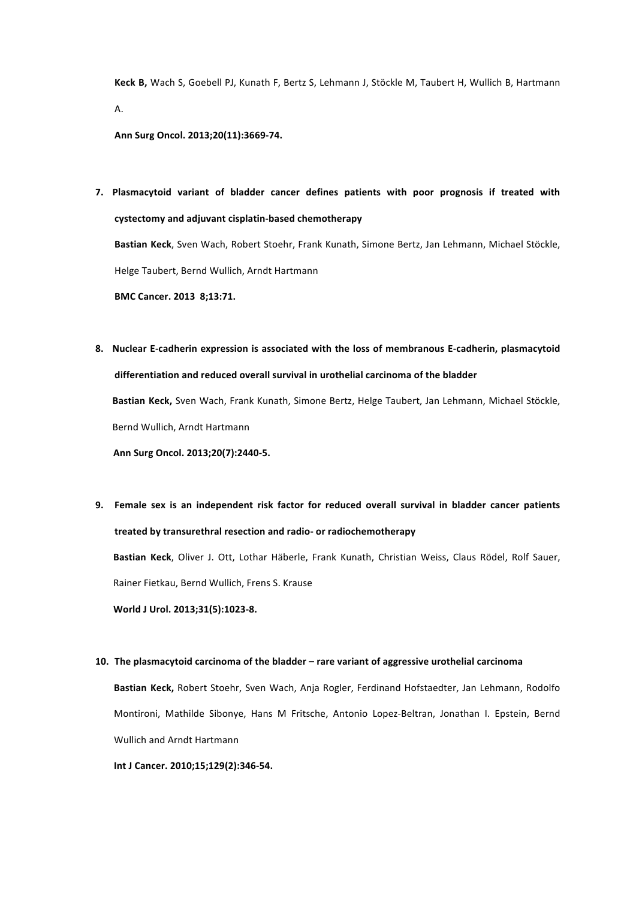**Keck B,** Wach S, Goebell PJ, Kunath F, Bertz S, Lehmann J, Stöckle M, Taubert H, Wullich B, Hartmann A.

**Ann Surg Oncol. 2013;20(11):3669-74.**

7. **Plasmacytoid variant of bladder cancer defines patients with poor prognosis if treated with cystectomy and adjuvant cisplatin-based chemotherapy**

   **Bastian Keck**, Sven Wach, Robert Stoehr, Frank Kunath, Simone Bertz, Jan Lehmann, Michael Stöckle, Helge Taubert, Bernd Wullich, Arndt Hartmann

   **BMC Cancer. 2013 8;13:71.**

8. **Nuclear E-cadherin expression is associated with the loss of membranous E-cadherin, plasmacytoid differentiation and reduced overall survival in urothelial carcinoma of the bladder**

   **Bastian Keck,** Sven Wach, Frank Kunath, Simone Bertz, Helge Taubert, Jan Lehmann, Michael Stöckle, Bernd Wullich, Arndt Hartmann

   **Ann Surg Oncol. 2013;20(7):2440-5.**

9. **Female sex is an independent risk factor for reduced overall survival in bladder cancer patients treated by transurethral resection and radio- or radiochemotherapy**

   **Bastian Keck**, Oliver J. Ott, Lothar Häberle, Frank Kunath, Christian Weiss, Claus Rödel, Rolf Sauer, Rainer Fietkau, Bernd Wullich, Frens S. Krause

   **World J Urol. 2013;31(5):1023-8.**

10. **The plasmacytoid carcinoma of the bladder – rare variant of aggressive urothelial carcinoma**

    **Bastian Keck,** Robert Stoehr, Sven Wach, Anja Rogler, Ferdinand Hofstaedter, Jan Lehmann, Rodolfo Montironi, Mathilde Sibonye, Hans M Fritsche, Antonio Lopez-Beltran, Jonathan I. Epstein, Bernd Wullich and Arndt Hartmann

    **Int J Cancer. 2010;15;129(2):346-54.**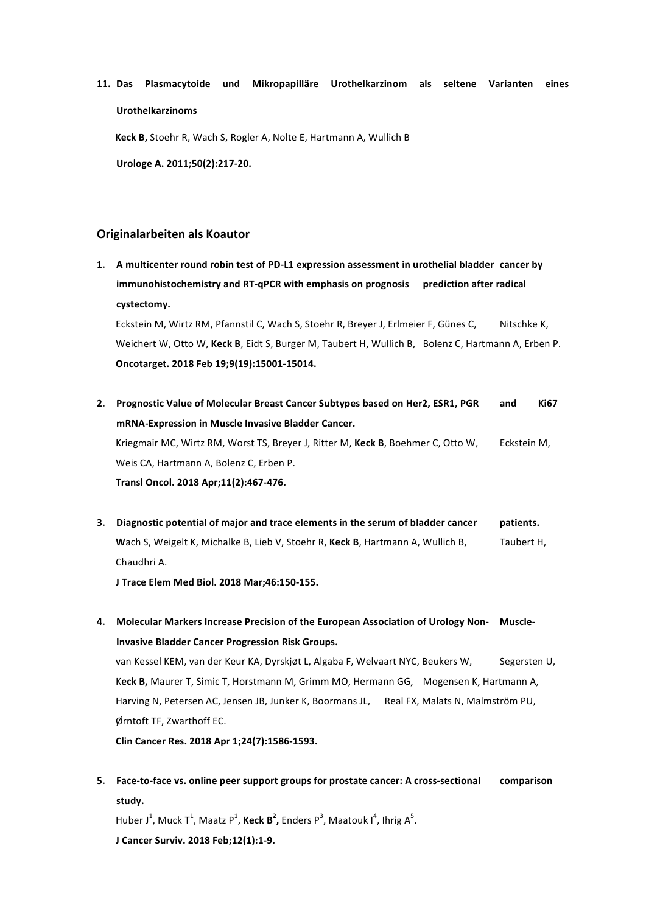11. **Das Plasmacytoide und Mikropapilläre Urothelkarzinom als seltene Varianten eines Urothelkarzinoms**

    **Keck B,** Stoehr R, Wach S, Rogler A, Nolte E, Hartmann A, Wullich B

    **Urologe A. 2011;50(2):217-20.**

## Originalarbeiten als Koautor

1. **A multicenter round robin test of PD-L1 expression assessment in urothelial bladder cancer by immunohistochemistry and RT-qPCR with emphasis on prognosis prediction after radical cystectomy.**

   Eckstein M, Wirtz RM, Pfannstil C, Wach S, Stoehr R, Breyer J, Erlmeier F, Günes C, Nitschke K, Weichert W, Otto W, **Keck B**, Eidt S, Burger M, Taubert H, Wullich B, Bolenz C, Hartmann A, Erben P.

   **Oncotarget. 2018 Feb 19;9(19):15001-15014.**

2. **Prognostic Value of Molecular Breast Cancer Subtypes based on Her2, ESR1, PGR and Ki67 mRNA-Expression in Muscle Invasive Bladder Cancer.**

   Kriegmair MC, Wirtz RM, Worst TS, Breyer J, Ritter M, **Keck B**, Boehmer C, Otto W, Eckstein M, Weis CA, Hartmann A, Bolenz C, Erben P.

   **Transl Oncol. 2018 Apr;11(2):467-476.**

3. **Diagnostic potential of major and trace elements in the serum of bladder cancer patients.**

   **W**ach S, Weigelt K, Michalke B, Lieb V, Stoehr R, **Keck B**, Hartmann A, Wullich B, Taubert H, Chaudhri A.

   **J Trace Elem Med Biol. 2018 Mar;46:150-155.**

4. **Molecular Markers Increase Precision of the European Association of Urology Non- Muscle-Invasive Bladder Cancer Progression Risk Groups.**

   van Kessel KEM, van der Keur KA, Dyrskjøt L, Algaba F, Welvaart NYC, Beukers W, Segersten U, K**eck B,** Maurer T, Simic T, Horstmann M, Grimm MO, Hermann GG, Mogensen K, Hartmann A, Harving N, Petersen AC, Jensen JB, Junker K, Boormans JL, Real FX, Malats N, Malmström PU, Ørntoft TF, Zwarthoff EC.

   **Clin Cancer Res. 2018 Apr 1;24(7):1586-1593.**

5. **Face-to-face vs. online peer support groups for prostate cancer: A cross-sectional comparison study.**

   Huber J[1], Muck T[1], Maatz P[1], **Keck B[2],** Enders P[3], Maatouk I[4], Ihrig A[5].

   **J Cancer Surviv. 2018 Feb;12(1):1-9.**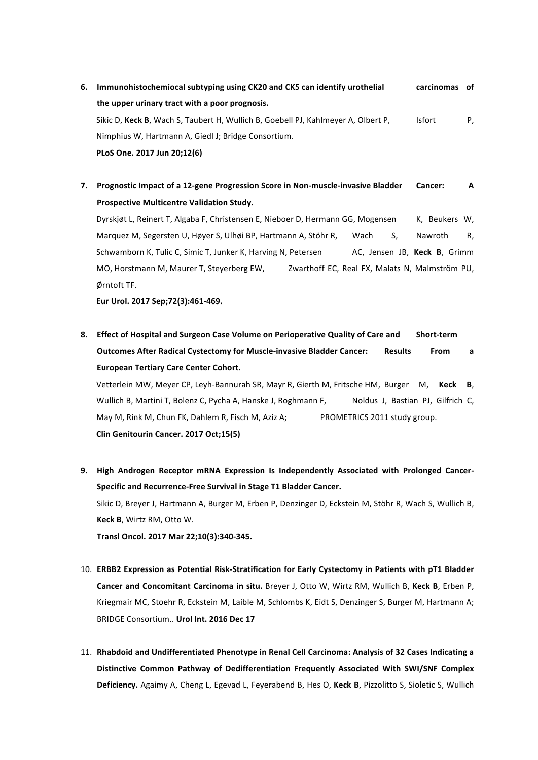6. **Immunohistochemiocal subtyping using CK20 and CK5 can identify urothelial carcinomas of the upper urinary tract with a poor prognosis.**
   Sikic D, **Keck B**, Wach S, Taubert H, Wullich B, Goebell PJ, Kahlmeyer A, Olbert P, Isfort P, Nimphius W, Hartmann A, Giedl J; Bridge Consortium.
   **PLoS One. 2017 Jun 20;12(6)**

7. **Prognostic Impact of a 12-gene Progression Score in Non-muscle-invasive Bladder Cancer: A Prospective Multicentre Validation Study.**
   Dyrskjøt L, Reinert T, Algaba F, Christensen E, Nieboer D, Hermann GG, Mogensen K, Beukers W, Marquez M, Segersten U, Høyer S, Ulhøi BP, Hartmann A, Stöhr R, Wach S, Nawroth R, Schwamborn K, Tulic C, Simic T, Junker K, Harving N, Petersen AC, Jensen JB, **Keck B**, Grimm MO, Horstmann M, Maurer T, Steyerberg EW, Zwarthoff EC, Real FX, Malats N, Malmström PU, Ørntoft TF.
   **Eur Urol. 2017 Sep;72(3):461-469.**

8. **Effect of Hospital and Surgeon Case Volume on Perioperative Quality of Care and Short-term Outcomes After Radical Cystectomy for Muscle-invasive Bladder Cancer: Results From a European Tertiary Care Center Cohort.**
   Vetterlein MW, Meyer CP, Leyh-Bannurah SR, Mayr R, Gierth M, Fritsche HM, Burger M, **Keck B**, Wullich B, Martini T, Bolenz C, Pycha A, Hanske J, Roghmann F, Noldus J, Bastian PJ, Gilfrich C, May M, Rink M, Chun FK, Dahlem R, Fisch M, Aziz A; PROMETRICS 2011 study group.
   **Clin Genitourin Cancer. 2017 Oct;15(5)**

9. **High Androgen Receptor mRNA Expression Is Independently Associated with Prolonged Cancer-Specific and Recurrence-Free Survival in Stage T1 Bladder Cancer.**
   Sikic D, Breyer J, Hartmann A, Burger M, Erben P, Denzinger D, Eckstein M, Stöhr R, Wach S, Wullich B, **Keck B**, Wirtz RM, Otto W.
   **Transl Oncol. 2017 Mar 22;10(3):340-345.**

10. **ERBB2 Expression as Potential Risk-Stratification for Early Cystectomy in Patients with pT1 Bladder Cancer and Concomitant Carcinoma in situ.** Breyer J, Otto W, Wirtz RM, Wullich B, **Keck B**, Erben P, Kriegmair MC, Stoehr R, Eckstein M, Laible M, Schlombs K, Eidt S, Denzinger S, Burger M, Hartmann A; BRIDGE Consortium.. **Urol Int. 2016 Dec 17**

11. **Rhabdoid and Undifferentiated Phenotype in Renal Cell Carcinoma: Analysis of 32 Cases Indicating a Distinctive Common Pathway of Dedifferentiation Frequently Associated With SWI/SNF Complex Deficiency.** Agaimy A, Cheng L, Egevad L, Feyerabend B, Hes O, **Keck B**, Pizzolitto S, Sioletic S, Wullich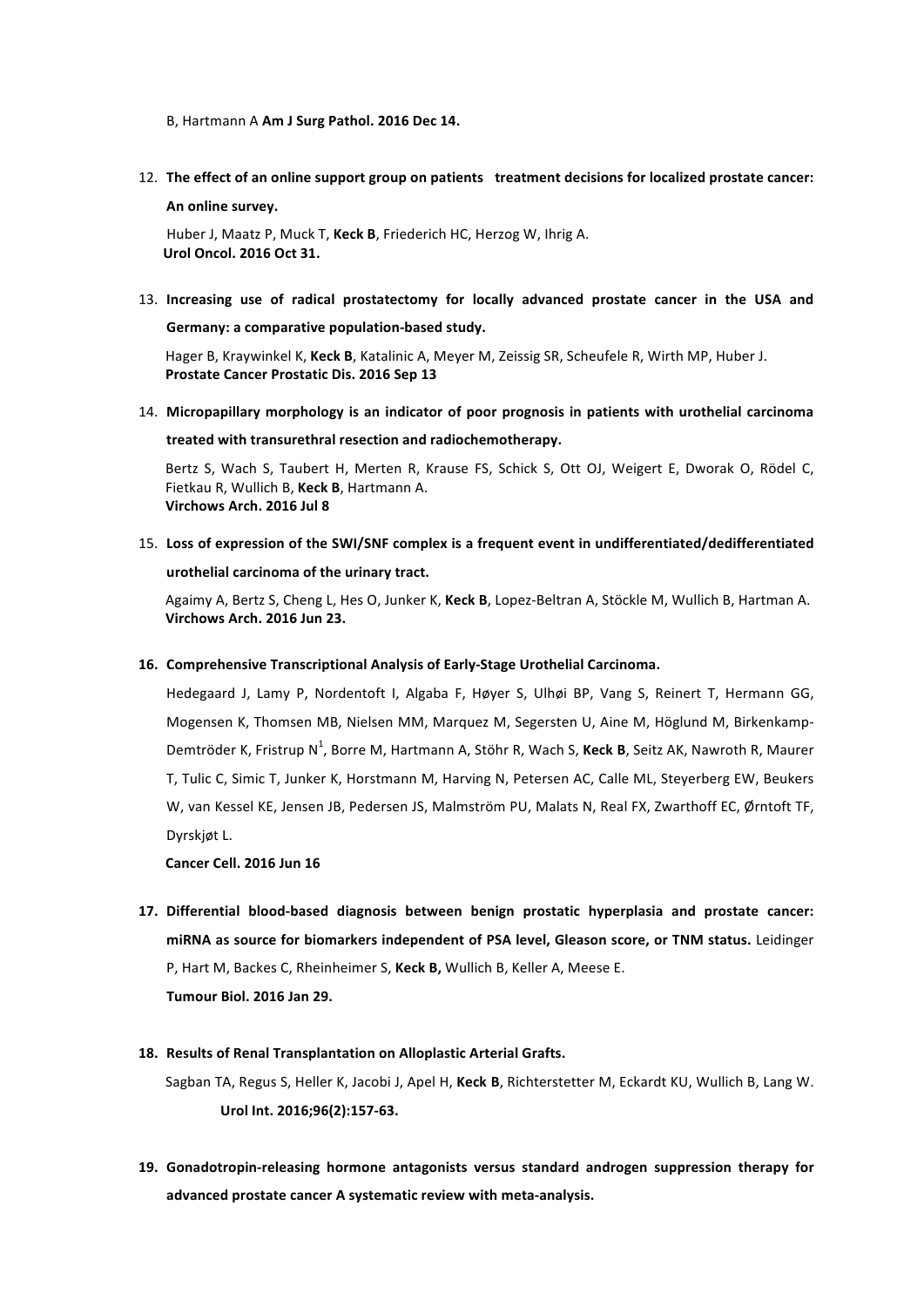B, Hartmann A **Am J Surg Pathol. 2016 Dec 14.**

12. **The effect of an online support group on patients treatment decisions for localized prostate cancer: An online survey.**

    Huber J, Maatz P, Muck T, **Keck B**, Friederich HC, Herzog W, Ihrig A.
    **Urol Oncol. 2016 Oct 31.**

13. **Increasing use of radical prostatectomy for locally advanced prostate cancer in the USA and Germany: a comparative population-based study.**

    Hager B, Kraywinkel K, **Keck B**, Katalinic A, Meyer M, Zeissig SR, Scheufele R, Wirth MP, Huber J.
    **Prostate Cancer Prostatic Dis. 2016 Sep 13**

14. **Micropapillary morphology is an indicator of poor prognosis in patients with urothelial carcinoma treated with transurethral resection and radiochemotherapy.**

    Bertz S, Wach S, Taubert H, Merten R, Krause FS, Schick S, Ott OJ, Weigert E, Dworak O, Rödel C, Fietkau R, Wullich B, **Keck B**, Hartmann A.
    **Virchows Arch. 2016 Jul 8**

15. **Loss of expression of the SWI/SNF complex is a frequent event in undifferentiated/dedifferentiated urothelial carcinoma of the urinary tract.**

    Agaimy A, Bertz S, Cheng L, Hes O, Junker K, **Keck B**, Lopez-Beltran A, Stöckle M, Wullich B, Hartman A.
    **Virchows Arch. 2016 Jun 23.**

16. **Comprehensive Transcriptional Analysis of Early-Stage Urothelial Carcinoma.**

    Hedegaard J, Lamy P, Nordentoft I, Algaba F, Høyer S, Ulhøi BP, Vang S, Reinert T, Hermann GG, Mogensen K, Thomsen MB, Nielsen MM, Marquez M, Segersten U, Aine M, Höglund M, Birkenkamp-Demtröder K, Fristrup N[1], Borre M, Hartmann A, Stöhr R, Wach S, **Keck B**, Seitz AK, Nawroth R, Maurer T, Tulic C, Simic T, Junker K, Horstmann M, Harving N, Petersen AC, Calle ML, Steyerberg EW, Beukers W, van Kessel KE, Jensen JB, Pedersen JS, Malmström PU, Malats N, Real FX, Zwarthoff EC, Ørntoft TF, Dyrskjøt L.

    **Cancer Cell. 2016 Jun 16**

17. **Differential blood-based diagnosis between benign prostatic hyperplasia and prostate cancer: miRNA as source for biomarkers independent of PSA level, Gleason score, or TNM status.** Leidinger P, Hart M, Backes C, Rheinheimer S, **Keck B,** Wullich B, Keller A, Meese E.

    **Tumour Biol. 2016 Jan 29.**

18. **Results of Renal Transplantation on Alloplastic Arterial Grafts.**

    Sagban TA, Regus S, Heller K, Jacobi J, Apel H, **Keck B**, Richterstetter M, Eckardt KU, Wullich B, Lang W.
    **Urol Int. 2016;96(2):157-63.**

19. **Gonadotropin-releasing hormone antagonists versus standard androgen suppression therapy for advanced prostate cancer A systematic review with meta-analysis.**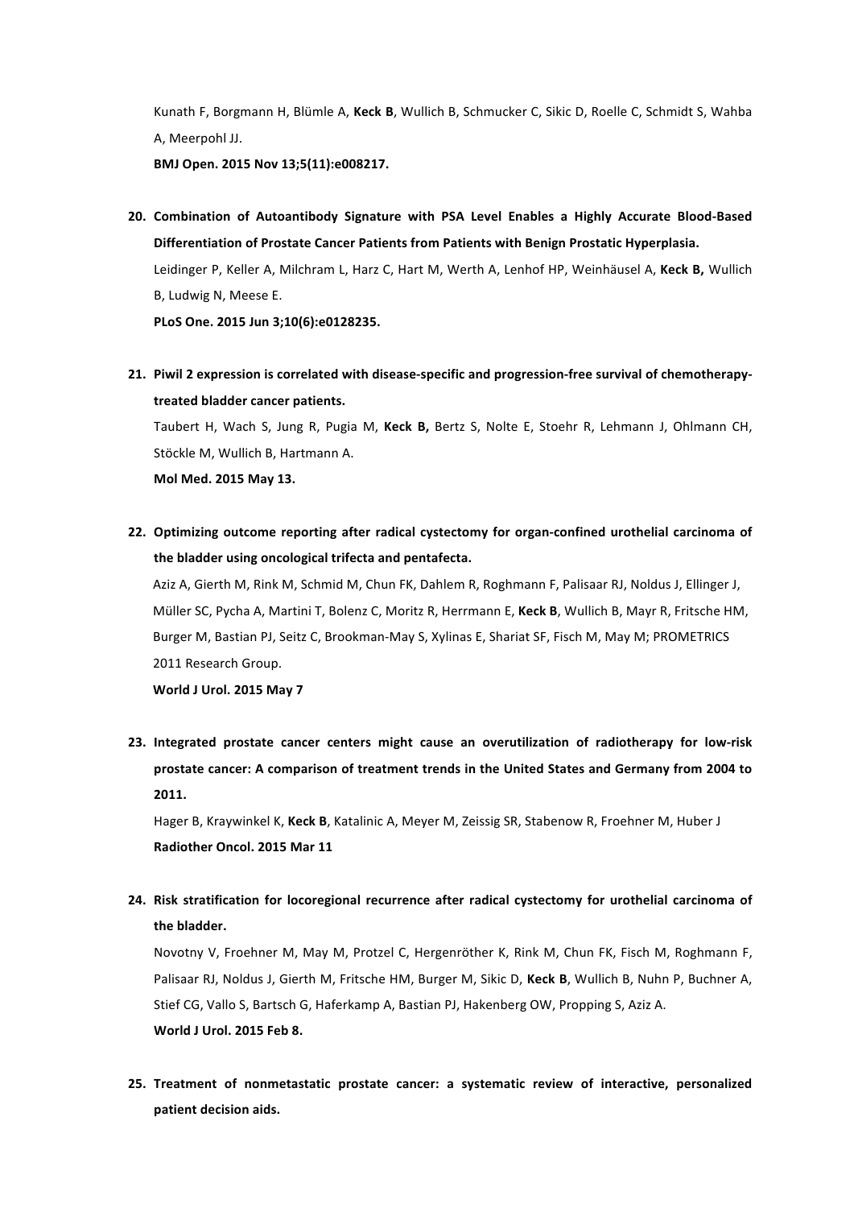Kunath F, Borgmann H, Blümle A, **Keck B**, Wullich B, Schmucker C, Sikic D, Roelle C, Schmidt S, Wahba A, Meerpohl JJ.
**BMJ Open. 2015 Nov 13;5(11):e008217.**

20. **Combination of Autoantibody Signature with PSA Level Enables a Highly Accurate Blood-Based Differentiation of Prostate Cancer Patients from Patients with Benign Prostatic Hyperplasia.**
Leidinger P, Keller A, Milchram L, Harz C, Hart M, Werth A, Lenhof HP, Weinhäusel A, **Keck B,** Wullich B, Ludwig N, Meese E.
**PLoS One. 2015 Jun 3;10(6):e0128235.**

21. **Piwil 2 expression is correlated with disease-specific and progression-free survival of chemotherapy-treated bladder cancer patients.**
Taubert H, Wach S, Jung R, Pugia M, **Keck B,** Bertz S, Nolte E, Stoehr R, Lehmann J, Ohlmann CH, Stöckle M, Wullich B, Hartmann A.
**Mol Med. 2015 May 13.**

22. **Optimizing outcome reporting after radical cystectomy for organ-confined urothelial carcinoma of the bladder using oncological trifecta and pentafecta.**
Aziz A, Gierth M, Rink M, Schmid M, Chun FK, Dahlem R, Roghmann F, Palisaar RJ, Noldus J, Ellinger J, Müller SC, Pycha A, Martini T, Bolenz C, Moritz R, Herrmann E, **Keck B**, Wullich B, Mayr R, Fritsche HM, Burger M, Bastian PJ, Seitz C, Brookman-May S, Xylinas E, Shariat SF, Fisch M, May M; PROMETRICS 2011 Research Group.
**World J Urol. 2015 May 7**

23. **Integrated prostate cancer centers might cause an overutilization of radiotherapy for low-risk prostate cancer: A comparison of treatment trends in the United States and Germany from 2004 to 2011.**
Hager B, Kraywinkel K, **Keck B**, Katalinic A, Meyer M, Zeissig SR, Stabenow R, Froehner M, Huber J
**Radiother Oncol. 2015 Mar 11**

24. **Risk stratification for locoregional recurrence after radical cystectomy for urothelial carcinoma of the bladder.**
Novotny V, Froehner M, May M, Protzel C, Hergenröther K, Rink M, Chun FK, Fisch M, Roghmann F, Palisaar RJ, Noldus J, Gierth M, Fritsche HM, Burger M, Sikic D, **Keck B**, Wullich B, Nuhn P, Buchner A, Stief CG, Vallo S, Bartsch G, Haferkamp A, Bastian PJ, Hakenberg OW, Propping S, Aziz A.
**World J Urol. 2015 Feb 8.**

25. **Treatment of nonmetastatic prostate cancer: a systematic review of interactive, personalized patient decision aids.**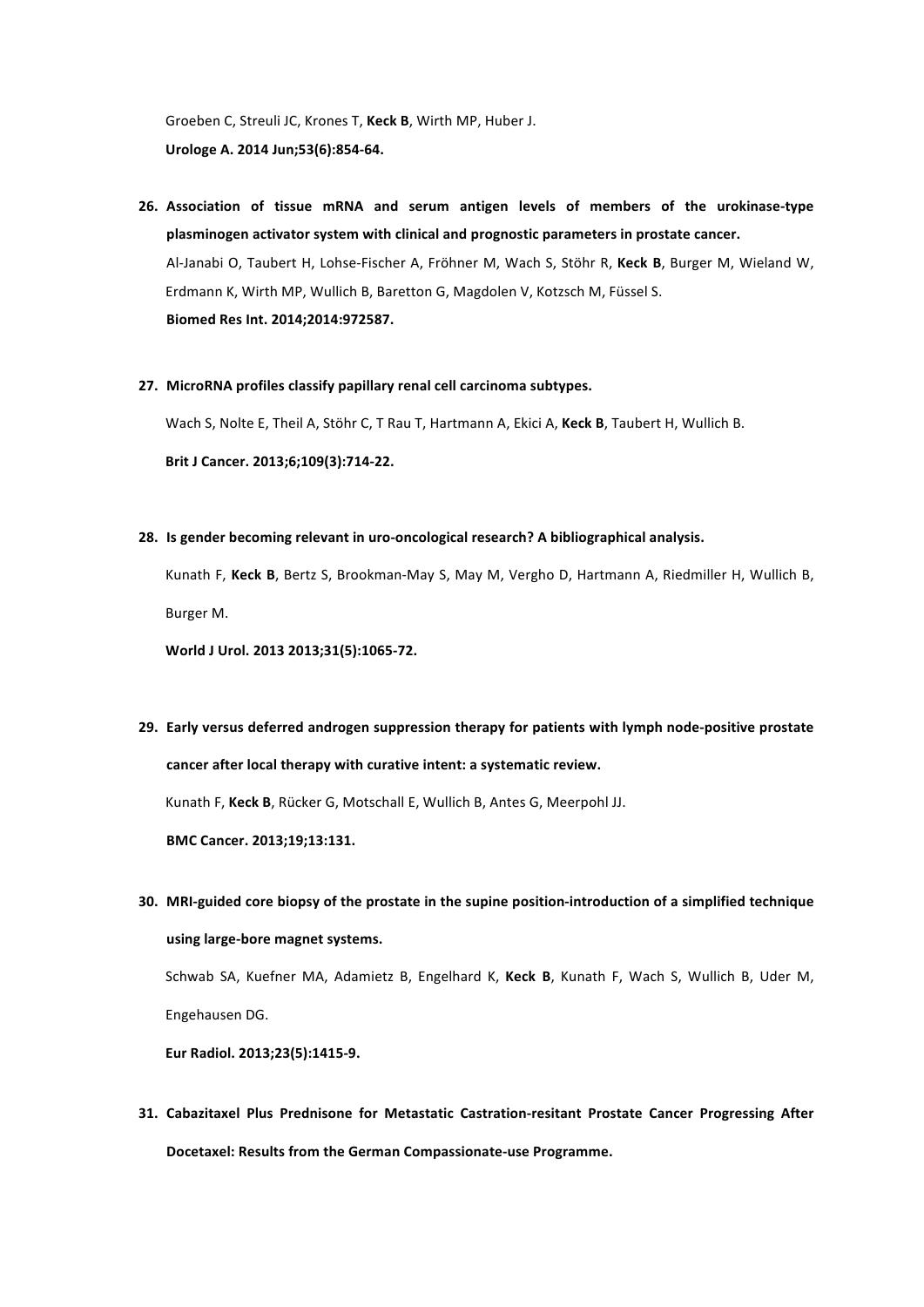Groeben C, Streuli JC, Krones T, **Keck B**, Wirth MP, Huber J.

**Urologe A. 2014 Jun;53(6):854-64.**

26. **Association of tissue mRNA and serum antigen levels of members of the urokinase-type plasminogen activator system with clinical and prognostic parameters in prostate cancer.**
    Al-Janabi O, Taubert H, Lohse-Fischer A, Fröhner M, Wach S, Stöhr R, **Keck B**, Burger M, Wieland W, Erdmann K, Wirth MP, Wullich B, Baretton G, Magdolen V, Kotzsch M, Füssel S.
    **Biomed Res Int. 2014;2014:972587.**

27. **MicroRNA profiles classify papillary renal cell carcinoma subtypes.**
    Wach S, Nolte E, Theil A, Stöhr C, T Rau T, Hartmann A, Ekici A, **Keck B**, Taubert H, Wullich B.
    **Brit J Cancer. 2013;6;109(3):714-22.**

28. **Is gender becoming relevant in uro-oncological research? A bibliographical analysis.**
    Kunath F, **Keck B**, Bertz S, Brookman-May S, May M, Vergho D, Hartmann A, Riedmiller H, Wullich B, Burger M.
    **World J Urol. 2013 2013;31(5):1065-72.**

29. **Early versus deferred androgen suppression therapy for patients with lymph node-positive prostate cancer after local therapy with curative intent: a systematic review.**
    Kunath F, **Keck B**, Rücker G, Motschall E, Wullich B, Antes G, Meerpohl JJ.
    **BMC Cancer. 2013;19;13:131.**

30. **MRI-guided core biopsy of the prostate in the supine position-introduction of a simplified technique using large-bore magnet systems.**
    Schwab SA, Kuefner MA, Adamietz B, Engelhard K, **Keck B**, Kunath F, Wach S, Wullich B, Uder M, Engehausen DG.
    **Eur Radiol. 2013;23(5):1415-9.**

31. **Cabazitaxel Plus Prednisone for Metastatic Castration-resitant Prostate Cancer Progressing After Docetaxel: Results from the German Compassionate-use Programme.**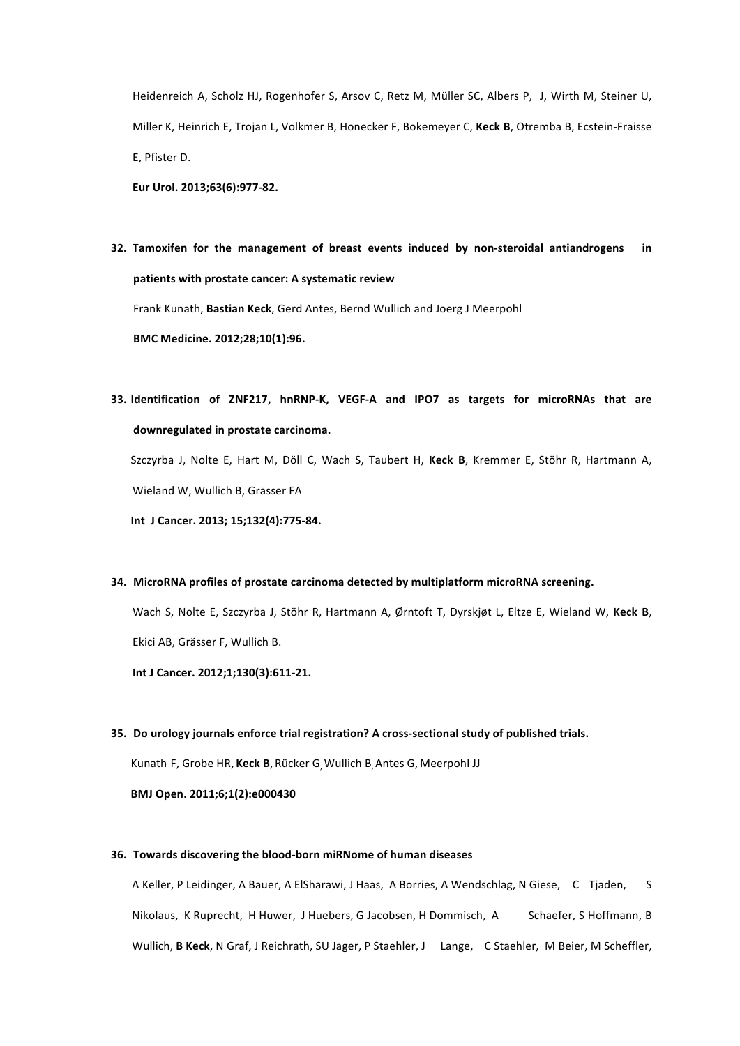Heidenreich A, Scholz HJ, Rogenhofer S, Arsov C, Retz M, Müller SC, Albers P, J, Wirth M, Steiner U, Miller K, Heinrich E, Trojan L, Volkmer B, Honecker F, Bokemeyer C, **Keck B**, Otremba B, Ecstein-Fraisse E, Pfister D.

**Eur Urol. 2013;63(6):977-82.**

32. **Tamoxifen for the management of breast events induced by non-steroidal antiandrogens in patients with prostate cancer: A systematic review**

    Frank Kunath, **Bastian Keck**, Gerd Antes, Bernd Wullich and Joerg J Meerpohl

    **BMC Medicine. 2012;28;10(1):96.**

33. **Identification of ZNF217, hnRNP-K, VEGF-A and IPO7 as targets for microRNAs that are downregulated in prostate carcinoma.**

    Szczyrba J, Nolte E, Hart M, Döll C, Wach S, Taubert H, **Keck B**, Kremmer E, Stöhr R, Hartmann A, Wieland W, Wullich B, Grässer FA

    **Int J Cancer. 2013; 15;132(4):775-84.**

34. **MicroRNA profiles of prostate carcinoma detected by multiplatform microRNA screening.**

    Wach S, Nolte E, Szczyrba J, Stöhr R, Hartmann A, Ørntoft T, Dyrskjøt L, Eltze E, Wieland W, **Keck B**, Ekici AB, Grässer F, Wullich B.

    **Int J Cancer. 2012;1;130(3):611-21.**

35. **Do urology journals enforce trial registration? A cross-sectional study of published trials.**

    Kunath F, Grobe HR, **Keck B**, Rücker G, Wullich B, Antes G, Meerpohl JJ

    **BMJ Open. 2011;6;1(2):e000430**

36. **Towards discovering the blood-born miRNome of human diseases**

    A Keller, P Leidinger, A Bauer, A ElSharawi, J Haas, A Borries, A Wendschlag, N Giese, C Tjaden, S Nikolaus, K Ruprecht, H Huwer, J Huebers, G Jacobsen, H Dommisch, A Schaefer, S Hoffmann, B Wullich, **B Keck**, N Graf, J Reichrath, SU Jager, P Staehler, J Lange, C Staehler, M Beier, M Scheffler,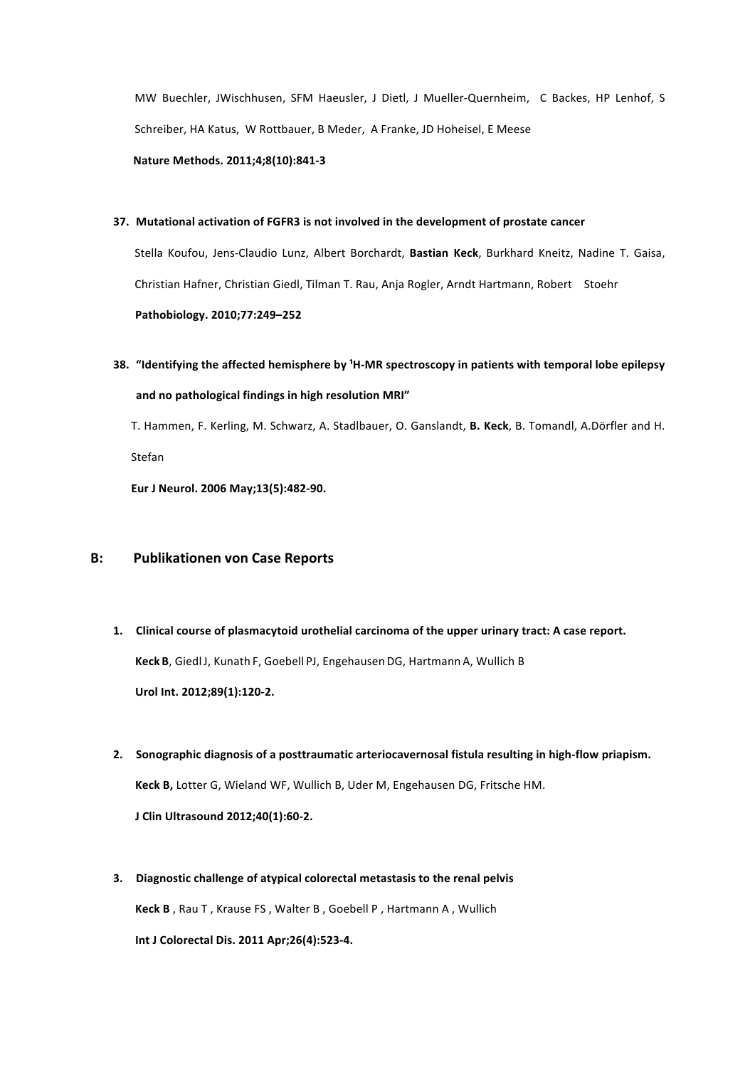MW Buechler, JWischhusen, SFM Haeusler, J Dietl, J Mueller-Quernheim, C Backes, HP Lenhof, S Schreiber, HA Katus, W Rottbauer, B Meder, A Franke, JD Hoheisel, E Meese

**Nature Methods. 2011;4;8(10):841-3**

37. **Mutational activation of FGFR3 is not involved in the development of prostate cancer**

    Stella Koufou, Jens-Claudio Lunz, Albert Borchardt, **Bastian Keck**, Burkhard Kneitz, Nadine T. Gaisa, Christian Hafner, Christian Giedl, Tilman T. Rau, Anja Rogler, Arndt Hartmann, Robert Stoehr

    **Pathobiology. 2010;77:249–252**

38. **"Identifying the affected hemisphere by $^1$H-MR spectroscopy in patients with temporal lobe epilepsy and no pathological findings in high resolution MRI"**

    T. Hammen, F. Kerling, M. Schwarz, A. Stadlbauer, O. Ganslandt, **B. Keck**, B. Tomandl, A.Dörfler and H. Stefan

    **Eur J Neurol. 2006 May;13(5):482-90.**

## B: Publikationen von Case Reports

1. **Clinical course of plasmacytoid urothelial carcinoma of the upper urinary tract: A case report.**

   **Keck B**, Giedl J, Kunath F, Goebell PJ, Engehausen DG, Hartmann A, Wullich B

   **Urol Int. 2012;89(1):120-2.**

2. **Sonographic diagnosis of a posttraumatic arteriocavernosal fistula resulting in high-flow priapism.**

   **Keck B,** Lotter G, Wieland WF, Wullich B, Uder M, Engehausen DG, Fritsche HM.

   **J Clin Ultrasound 2012;40(1):60-2.**

3. **Diagnostic challenge of atypical colorectal metastasis to the renal pelvis**

   **Keck B** , Rau T , Krause FS , Walter B , Goebell P , Hartmann A , Wullich

   **Int J Colorectal Dis. 2011 Apr;26(4):523-4.**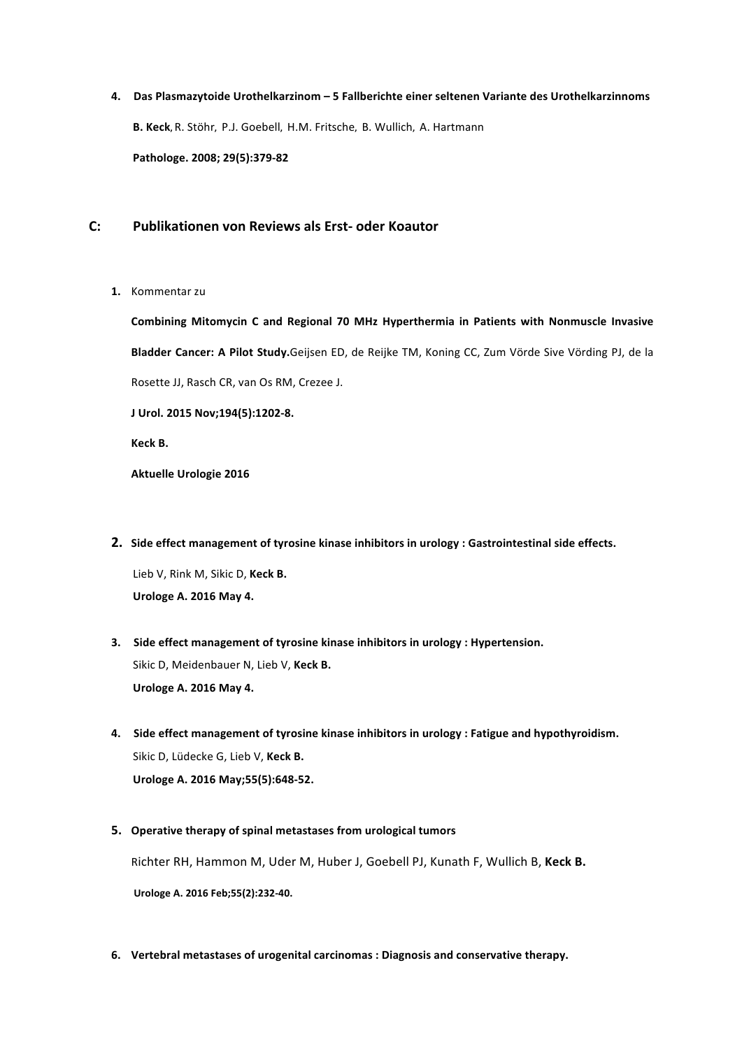4. **Das Plasmazytoide Urothelkarzinom – 5 Fallberichte einer seltenen Variante des Urothelkarzinnoms**

   **B. Keck**, R. Stöhr, P.J. Goebell, H.M. Fritsche, B. Wullich, A. Hartmann

   **Pathologe. 2008; 29(5):379-82**

## C: Publikationen von Reviews als Erst- oder Koautor

1. Kommentar zu

   **Combining Mitomycin C and Regional 70 MHz Hyperthermia in Patients with Nonmuscle Invasive Bladder Cancer: A Pilot Study.** Geijsen ED, de Reijke TM, Koning CC, Zum Vörde Sive Vörding PJ, de la Rosette JJ, Rasch CR, van Os RM, Crezee J.

   **J Urol. 2015 Nov;194(5):1202-8.**

   **Keck B.**

   **Aktuelle Urologie 2016**

2. **Side effect management of tyrosine kinase inhibitors in urology : Gastrointestinal side effects.**

   Lieb V, Rink M, Sikic D, **Keck B.**
   **Urologe A. 2016 May 4.**

3. **Side effect management of tyrosine kinase inhibitors in urology : Hypertension.**
   Sikic D, Meidenbauer N, Lieb V, **Keck B.**
   **Urologe A. 2016 May 4.**

4. **Side effect management of tyrosine kinase inhibitors in urology : Fatigue and hypothyroidism.**
   Sikic D, Lüdecke G, Lieb V, **Keck B.**
   **Urologe A. 2016 May;55(5):648-52.**

5. **Operative therapy of spinal metastases from urological tumors**

   Richter RH, Hammon M, Uder M, Huber J, Goebell PJ, Kunath F, Wullich B, **Keck B.**

   **Urologe A. 2016 Feb;55(2):232-40.**

6. **Vertebral metastases of urogenital carcinomas : Diagnosis and conservative therapy.**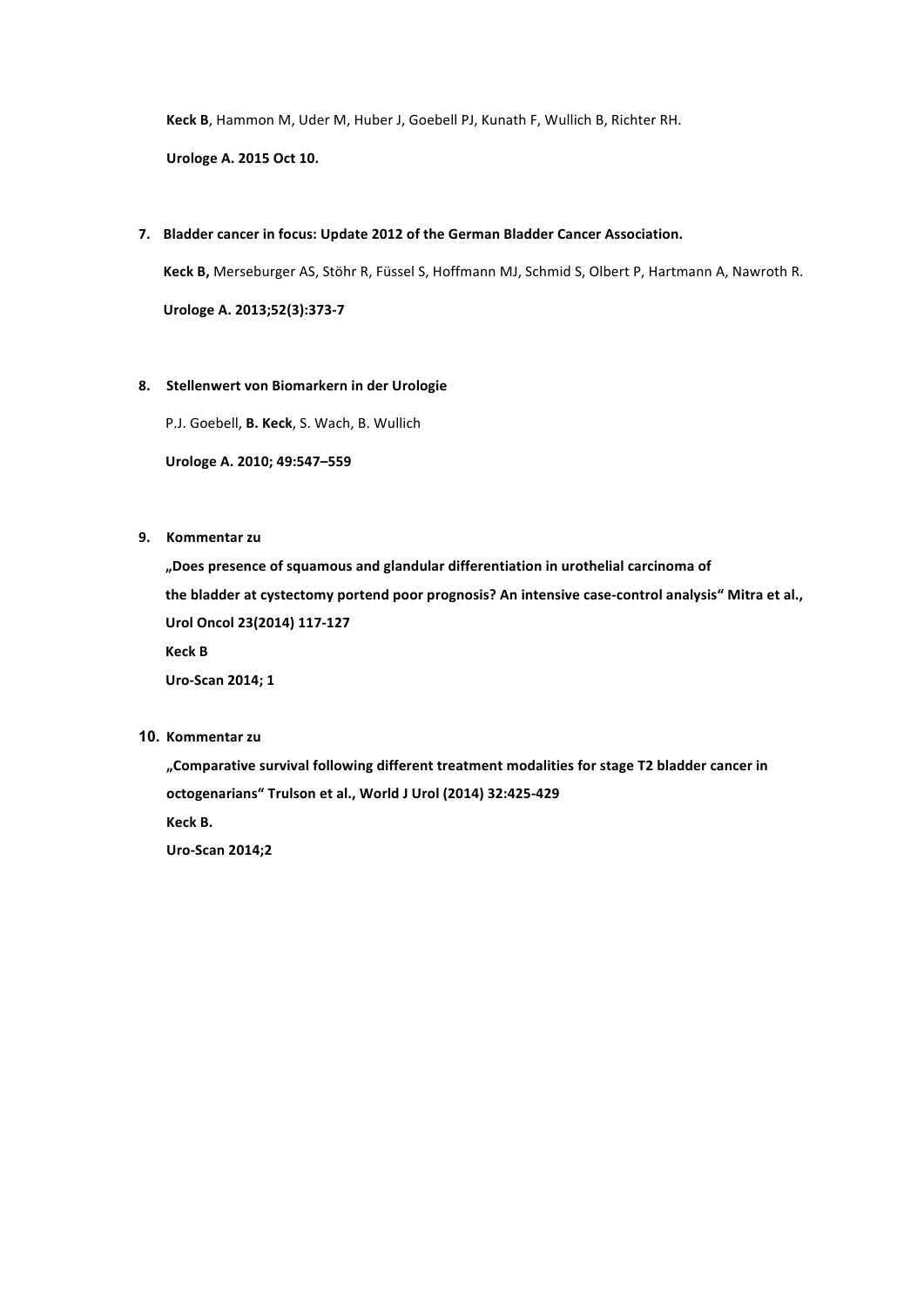**Keck B**, Hammon M, Uder M, Huber J, Goebell PJ, Kunath F, Wullich B, Richter RH.

**Urologe A. 2015 Oct 10.**

7. **Bladder cancer in focus: Update 2012 of the German Bladder Cancer Association.**

   **Keck B,** Merseburger AS, Stöhr R, Füssel S, Hoffmann MJ, Schmid S, Olbert P, Hartmann A, Nawroth R.

   **Urologe A. 2013;52(3):373-7**

8. **Stellenwert von Biomarkern in der Urologie**

   P.J. Goebell, **B. Keck**, S. Wach, B. Wullich

   **Urologe A. 2010; 49:547–559**

9. **Kommentar zu**

   **„Does presence of squamous and glandular differentiation in urothelial carcinoma of the bladder at cystectomy portend poor prognosis? An intensive case-control analysis" Mitra et al., Urol Oncol 23(2014) 117-127**

   **Keck B**

   **Uro-Scan 2014; 1**

10. **Kommentar zu**

    **„Comparative survival following different treatment modalities for stage T2 bladder cancer in octogenarians" Trulson et al., World J Urol (2014) 32:425-429**

    **Keck B.**

    **Uro-Scan 2014;2**